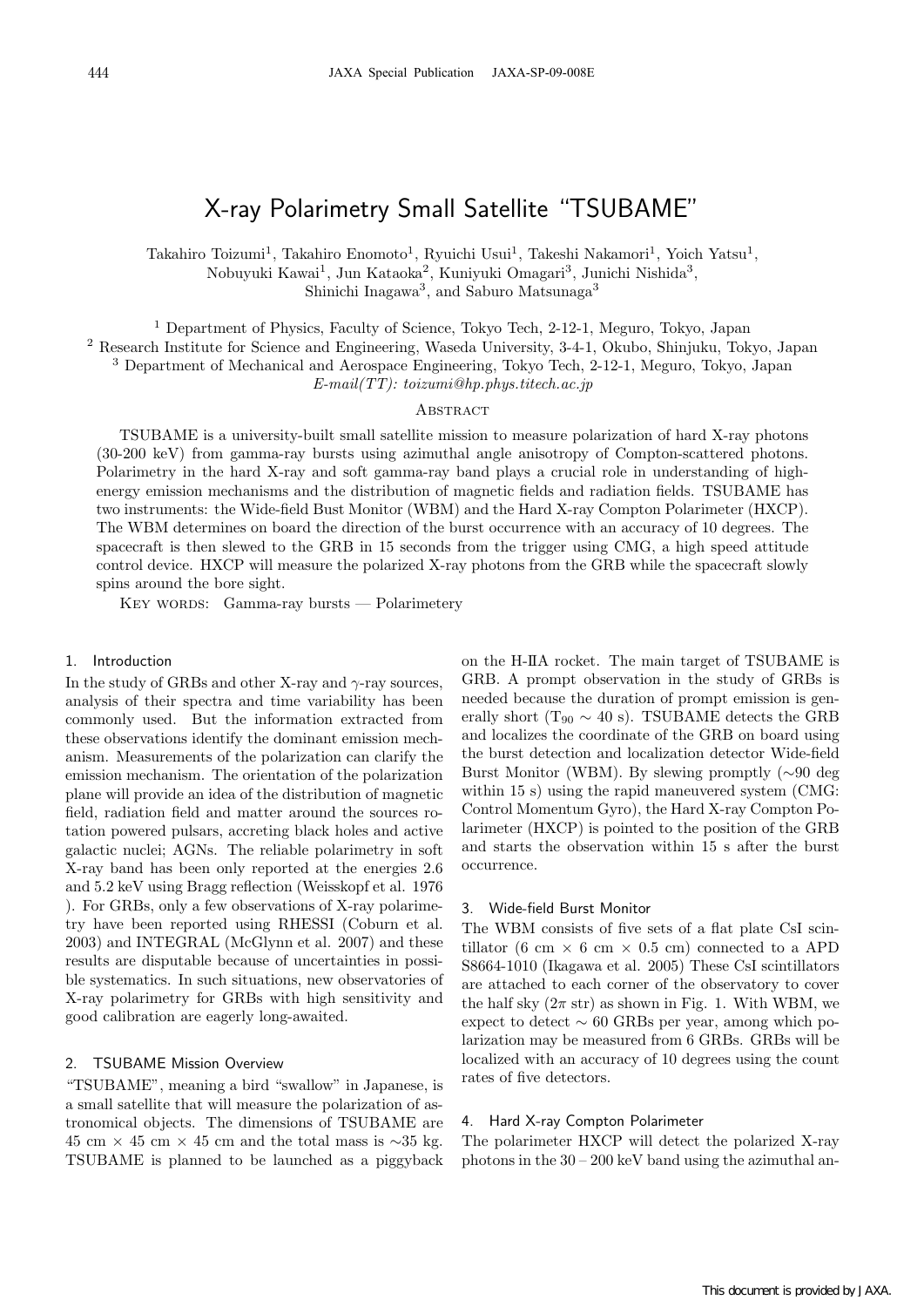# X-ray Polarimetry Small Satellite "TSUBAME"

Takahiro Toizumi[1], Takahiro Enomoto[1], Ryuichi Usui[1], Takeshi Nakamori[1], Yoich Yatsu[1], Nobuyuki Kawai[1], Jun Kataoka[2], Kuniyuki Omagari[3], Junichi Nishida[3], Shinichi Inagawa[3], and Saburo Matsunaga[3]

[1] Department of Physics, Faculty of Science, Tokyo Tech, 2-12-1, Meguro, Tokyo, Japan
[2] Research Institute for Science and Engineering, Waseda University, 3-4-1, Okubo, Shinjuku, Tokyo, Japan
[3] Department of Mechanical and Aerospace Engineering, Tokyo Tech, 2-12-1, Meguro, Tokyo, Japan
*E-mail(TT): toizumi@hp.phys.titech.ac.jp*

## Abstract

TSUBAME is a university-built small satellite mission to measure polarization of hard X-ray photons (30-200 keV) from gamma-ray bursts using azimuthal angle anisotropy of Compton-scattered photons. Polarimetry in the hard X-ray and soft gamma-ray band plays a crucial role in understanding of high-energy emission mechanisms and the distribution of magnetic fields and radiation fields. TSUBAME has two instruments: the Wide-field Bust Monitor (WBM) and the Hard X-ray Compton Polarimeter (HXCP). The WBM determines on board the direction of the burst occurrence with an accuracy of 10 degrees. The spacecraft is then slewed to the GRB in 15 seconds from the trigger using CMG, a high speed attitude control device. HXCP will measure the polarized X-ray photons from the GRB while the spacecraft slowly spins around the bore sight.

Key words: Gamma-ray bursts — Polarimetery

## 1. Introduction

In the study of GRBs and other X-ray and $\gamma$-ray sources, analysis of their spectra and time variability has been commonly used. But the information extracted from these observations identify the dominant emission mechanism. Measurements of the polarization can clarify the emission mechanism. The orientation of the polarization plane will provide an idea of the distribution of magnetic field, radiation field and matter around the sources rotation powered pulsars, accreting black holes and active galactic nuclei; AGNs. The reliable polarimetry in soft X-ray band has been only reported at the energies 2.6 and 5.2 keV using Bragg reflection (Weisskopf et al. 1976 ). For GRBs, only a few observations of X-ray polarimetry have been reported using RHESSI (Coburn et al. 2003) and INTEGRAL (McGlynn et al. 2007) and these results are disputable because of uncertainties in possible systematics. In such situations, new observatories of X-ray polarimetry for GRBs with high sensitivity and good calibration are eagerly long-awaited.

## 2. TSUBAME Mission Overview

"TSUBAME", meaning a bird "swallow" in Japanese, is a small satellite that will measure the polarization of astronomical objects. The dimensions of TSUBAME are 45 cm × 45 cm × 45 cm and the total mass is ∼35 kg. TSUBAME is planned to be launched as a piggyback on the H-IIA rocket. The main target of TSUBAME is GRB. A prompt observation in the study of GRBs is needed because the duration of prompt emission is generally short ($T_{90} \sim 40$ s). TSUBAME detects the GRB and localizes the coordinate of the GRB on board using the burst detection and localization detector Wide-field Burst Monitor (WBM). By slewing promptly (∼90 deg within 15 s) using the rapid maneuvered system (CMG: Control Momentum Gyro), the Hard X-ray Compton Polarimeter (HXCP) is pointed to the position of the GRB and starts the observation within 15 s after the burst occurrence.

## 3. Wide-field Burst Monitor

The WBM consists of five sets of a flat plate CsI scintillator (6 cm × 6 cm × 0.5 cm) connected to a APD S8664-1010 (Ikagawa et al. 2005) These CsI scintillators are attached to each corner of the observatory to cover the half sky ($2\pi$ str) as shown in Fig. 1. With WBM, we expect to detect ∼ 60 GRBs per year, among which polarization may be measured from 6 GRBs. GRBs will be localized with an accuracy of 10 degrees using the count rates of five detectors.

## 4. Hard X-ray Compton Polarimeter

The polarimeter HXCP will detect the polarized X-ray photons in the 30 – 200 keV band using the azimuthal an-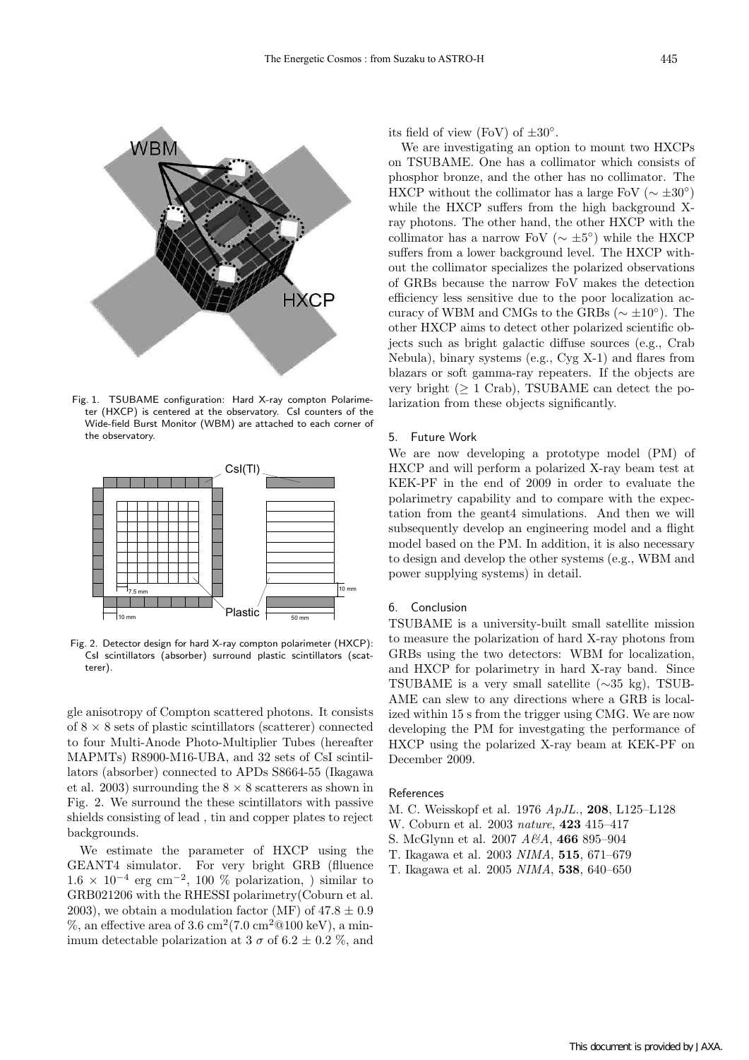WBM

HXCP

Fig. 1. TSUBAME configuration: Hard X-ray compton Polarimeter (HXCP) is centered at the observatory. CsI counters of the Wide-field Burst Monitor (WBM) are attached to each corner of the observatory.

CsI(Tl)

7.5 mm

10 mm

Plastic

10 mm

50 mm

Fig. 2. Detector design for hard X-ray compton polarimeter (HXCP): CsI scintillators (absorber) surround plastic scintillators (scatterer).

gle anisotropy of Compton scattered photons. It consists of $8 \times 8$ sets of plastic scintillators (scatterer) connected to four Multi-Anode Photo-Multiplier Tubes (hereafter MAPMTs) R8900-M16-UBA, and 32 sets of CsI scintillators (absorber) connected to APDs S8664-55 (Ikagawa et al. 2003) surrounding the $8 \times 8$ scatterers as shown in Fig. 2. We surround the these scintillators with passive shields consisting of lead , tin and copper plates to reject backgrounds.

We estimate the parameter of HXCP using the GEANT4 simulator. For very bright GRB (fluence $1.6 \times 10^{-4}$ erg cm$^{-2}$, 100 % polarization, ) similar to GRB021206 with the RHESSI polarimetry(Coburn et al. 2003), we obtain a modulation factor (MF) of $47.8 \pm 0.9$ %, an effective area of 3.6 cm$^2$(7.0 cm$^2$@100 keV), a minimum detectable polarization at 3 $\sigma$ of $6.2 \pm 0.2$ %, and its field of view (FoV) of $\pm 30^\circ$.

We are investigating an option to mount two HXCPs on TSUBAME. One has a collimator which consists of phosphor bronze, and the other has no collimator. The HXCP without the collimator has a large FoV ($\sim \pm 30^\circ$) while the HXCP suffers from the high background X-ray photons. The other hand, the other HXCP with the collimator has a narrow FoV ($\sim \pm 5^\circ$) while the HXCP suffers from a lower background level. The HXCP without the collimator specializes the polarized observations of GRBs because the narrow FoV makes the detection efficiency less sensitive due to the poor localization accuracy of WBM and CMGs to the GRBs ($\sim \pm 10^\circ$). The other HXCP aims to detect other polarized scientific objects such as bright galactic diffuse sources (e.g., Crab Nebula), binary systems (e.g., Cyg X-1) and flares from blazars or soft gamma-ray repeaters. If the objects are very bright ($\geq$ 1 Crab), TSUBAME can detect the polarization from these objects significantly.

## 5. Future Work

We are now developing a prototype model (PM) of HXCP and will perform a polarized X-ray beam test at KEK-PF in the end of 2009 in order to evaluate the polarimetry capability and to compare with the expectation from the geant4 simulations. And then we will subsequently develop an engineering model and a flight model based on the PM. In addition, it is also necessary to design and develop the other systems (e.g., WBM and power supplying systems) in detail.

## 6. Conclusion

TSUBAME is a university-built small satellite mission to measure the polarization of hard X-ray photons from GRBs using the two detectors: WBM for localization, and HXCP for polarimetry in hard X-ray band. Since TSUBAME is a very small satellite ($\sim$35 kg), TSUBAME can slew to any directions where a GRB is localized within 15 s from the trigger using CMG. We are now developing the PM for investgating the performance of HXCP using the polarized X-ray beam at KEK-PF on December 2009.

## References

M. C. Weisskopf et al. 1976 *ApJL.*, **208**, L125–L128
W. Coburn et al. 2003 *nature*, **423** 415–417
S. McGlynn et al. 2007 *A&A*, **466** 895–904
T. Ikagawa et al. 2003 *NIMA*, **515**, 671–679
T. Ikagawa et al. 2005 *NIMA*, **538**, 640–650